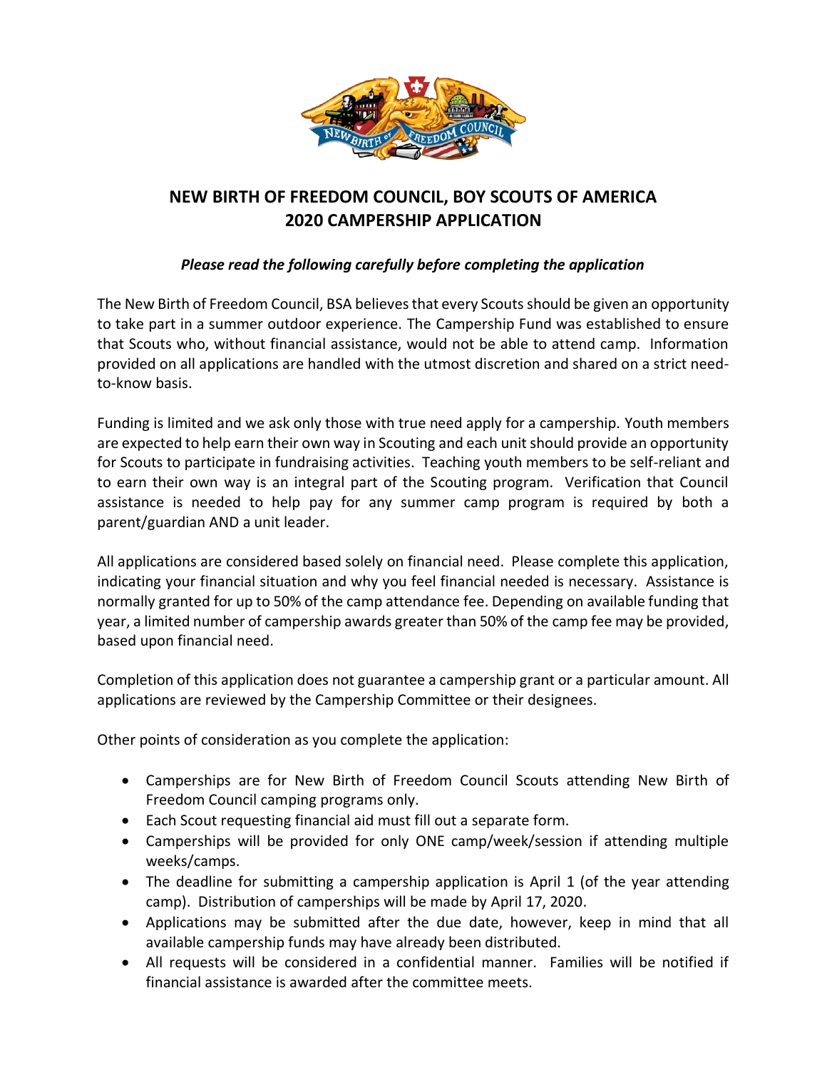# NEW BIRTH OF FREEDOM COUNCIL, BOY SCOUTS OF AMERICA
# 2020 CAMPERSHIP APPLICATION

***Please read the following carefully before completing the application***

The New Birth of Freedom Council, BSA believes that every Scouts should be given an opportunity to take part in a summer outdoor experience. The Campership Fund was established to ensure that Scouts who, without financial assistance, would not be able to attend camp. Information provided on all applications are handled with the utmost discretion and shared on a strict need-to-know basis.

Funding is limited and we ask only those with true need apply for a campership. Youth members are expected to help earn their own way in Scouting and each unit should provide an opportunity for Scouts to participate in fundraising activities. Teaching youth members to be self-reliant and to earn their own way is an integral part of the Scouting program. Verification that Council assistance is needed to help pay for any summer camp program is required by both a parent/guardian AND a unit leader.

All applications are considered based solely on financial need. Please complete this application, indicating your financial situation and why you feel financial needed is necessary. Assistance is normally granted for up to 50% of the camp attendance fee. Depending on available funding that year, a limited number of campership awards greater than 50% of the camp fee may be provided, based upon financial need.

Completion of this application does not guarantee a campership grant or a particular amount. All applications are reviewed by the Campership Committee or their designees.

Other points of consideration as you complete the application:

- Camperships are for New Birth of Freedom Council Scouts attending New Birth of Freedom Council camping programs only.
- Each Scout requesting financial aid must fill out a separate form.
- Camperships will be provided for only ONE camp/week/session if attending multiple weeks/camps.
- The deadline for submitting a campership application is April 1 (of the year attending camp). Distribution of camperships will be made by April 17, 2020.
- Applications may be submitted after the due date, however, keep in mind that all available campership funds may have already been distributed.
- All requests will be considered in a confidential manner. Families will be notified if financial assistance is awarded after the committee meets.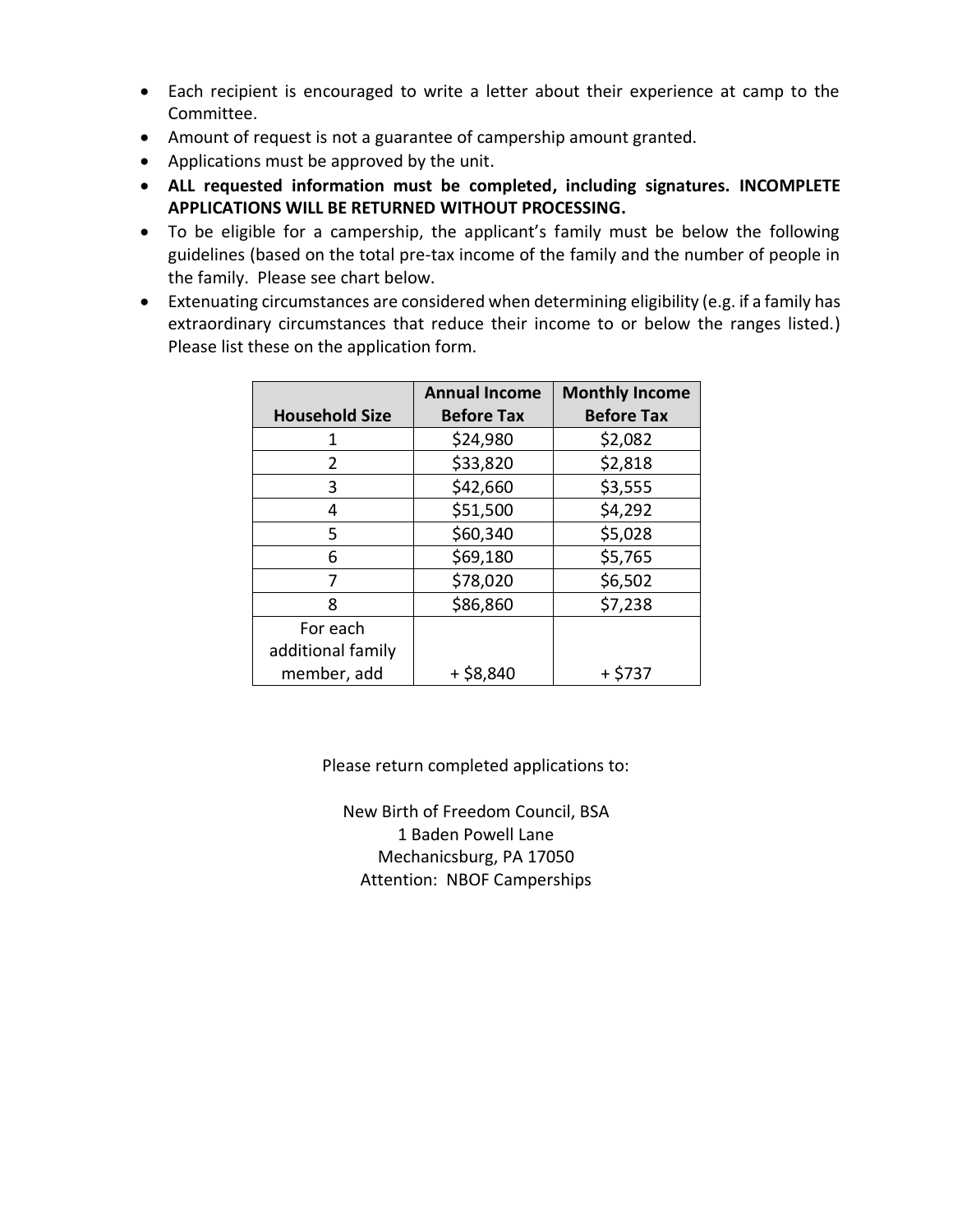- Each recipient is encouraged to write a letter about their experience at camp to the Committee.
- Amount of request is not a guarantee of campership amount granted.
- Applications must be approved by the unit.
- **ALL requested information must be completed, including signatures. INCOMPLETE APPLICATIONS WILL BE RETURNED WITHOUT PROCESSING.**
- To be eligible for a campership, the applicant's family must be below the following guidelines (based on the total pre-tax income of the family and the number of people in the family. Please see chart below.
- Extenuating circumstances are considered when determining eligibility (e.g. if a family has extraordinary circumstances that reduce their income to or below the ranges listed.) Please list these on the application form.

| Household Size | Annual Income Before Tax | Monthly Income Before Tax |
|---|---|---|
| 1 | $24,980 | $2,082 |
| 2 | $33,820 | $2,818 |
| 3 | $42,660 | $3,555 |
| 4 | $51,500 | $4,292 |
| 5 | $60,340 | $5,028 |
| 6 | $69,180 | $5,765 |
| 7 | $78,020 | $6,502 |
| 8 | $86,860 | $7,238 |
| For each additional family member, add | + $8,840 | + $737 |

Please return completed applications to:

New Birth of Freedom Council, BSA
1 Baden Powell Lane
Mechanicsburg, PA 17050
Attention: NBOF Camperships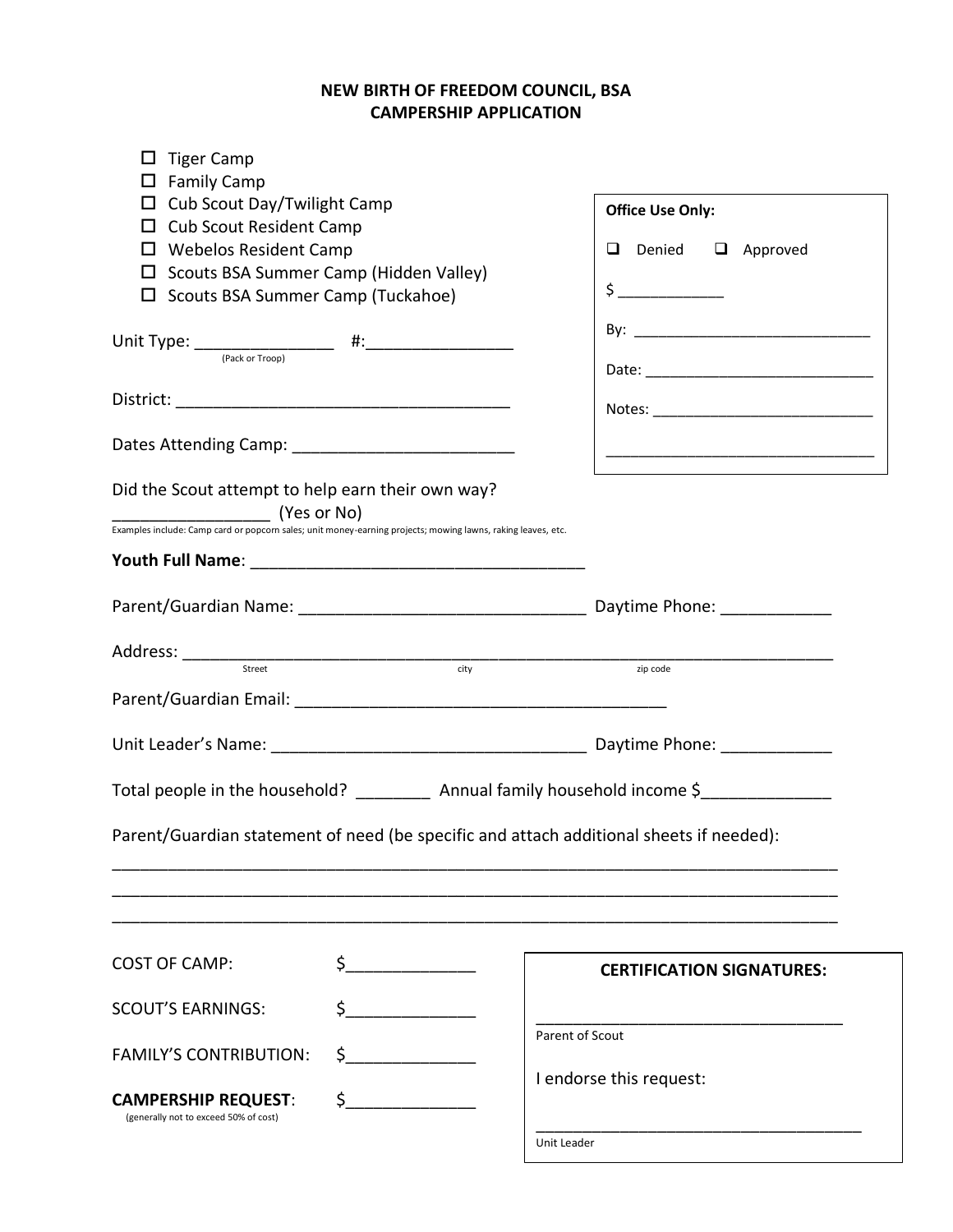# NEW BIRTH OF FREEDOM COUNCIL, BSA
## CAMPERSHIP APPLICATION

- ☐ Tiger Camp
- ☐ Family Camp
- ☐ Cub Scout Day/Twilight Camp
- ☐ Cub Scout Resident Camp
- ☐ Webelos Resident Camp
- ☐ Scouts BSA Summer Camp (Hidden Valley)
- ☐ Scouts BSA Summer Camp (Tuckahoe)

**Office Use Only:**

☐ Denied ☐ Approved

$ ____________

By: ___________________________

Date: __________________________

Notes: _________________________

_______________________________

Unit Type: _______________ #:________________
(Pack or Troop)

District: _____________________________________

Dates Attending Camp: ________________________

Did the Scout attempt to help earn their own way?
________________ (Yes or No)
Examples include: Camp card or popcorn sales; unit money-earning projects; mowing lawns, raking leaves, etc.

**Youth Full Name**: ____________________________________

Parent/Guardian Name: ______________________________ Daytime Phone: ___________

Address: ________________________________________________________________________
Street city zip code

Parent/Guardian Email: _________________________________________

Unit Leader's Name: _________________________________ Daytime Phone: ___________

Total people in the household? ________ Annual family household income $_____________

Parent/Guardian statement of need (be specific and attach additional sheets if needed):

_________________________________________________________________________________

_________________________________________________________________________________

_________________________________________________________________________________

COST OF CAMP: $_____________

SCOUT'S EARNINGS: $_____________

FAMILY'S CONTRIBUTION: $_____________

**CAMPERSHIP REQUEST**: $_____________
(generally not to exceed 50% of cost)

**CERTIFICATION SIGNATURES:**

_________________________________
Parent of Scout

I endorse this request:

__________________________________
Unit Leader